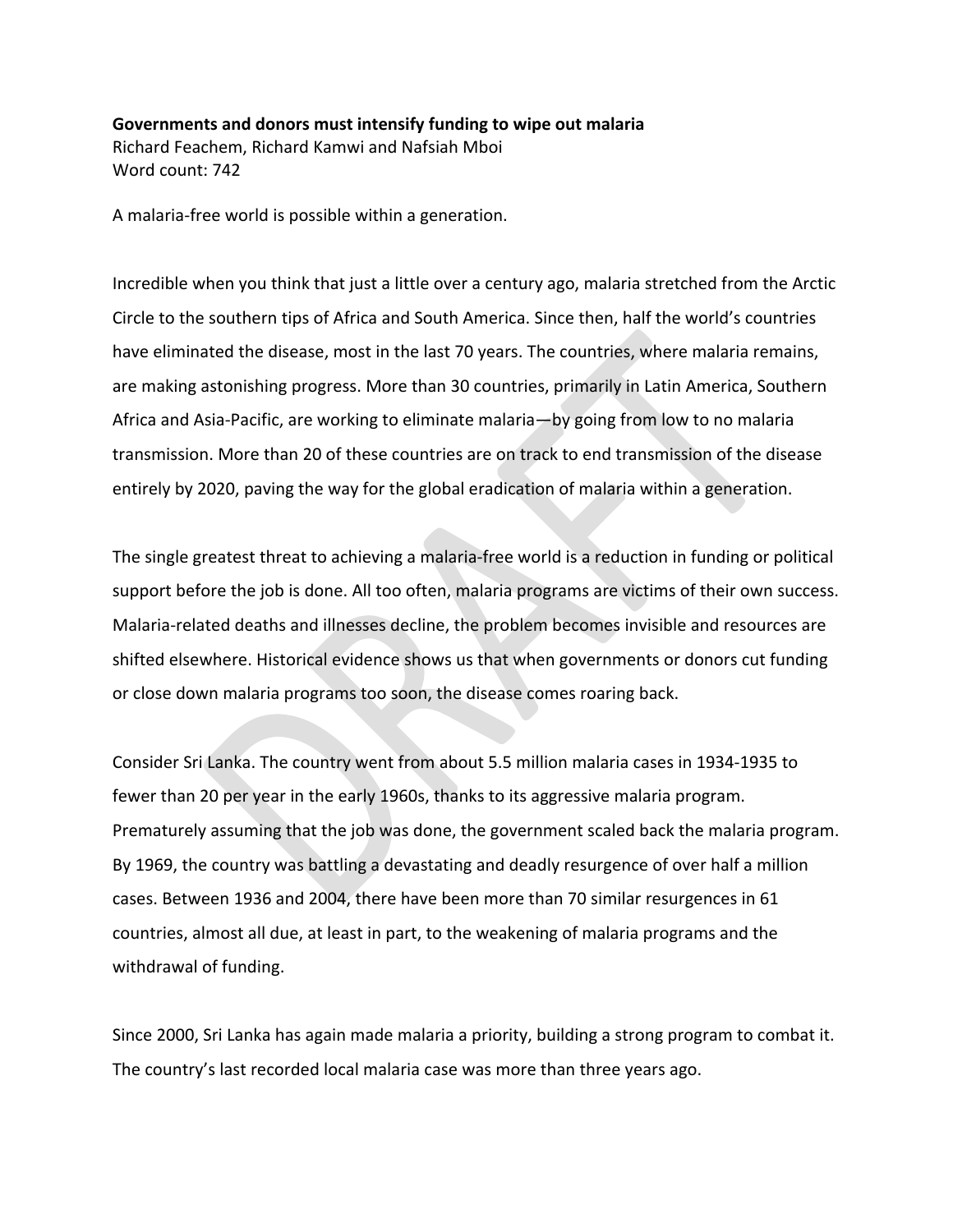**Governments and donors must intensify funding to wipe out malaria**
Richard Feachem, Richard Kamwi and Nafsiah Mboi
Word count: 742

A malaria-free world is possible within a generation.

Incredible when you think that just a little over a century ago, malaria stretched from the Arctic Circle to the southern tips of Africa and South America. Since then, half the world's countries have eliminated the disease, most in the last 70 years. The countries, where malaria remains, are making astonishing progress. More than 30 countries, primarily in Latin America, Southern Africa and Asia-Pacific, are working to eliminate malaria—by going from low to no malaria transmission. More than 20 of these countries are on track to end transmission of the disease entirely by 2020, paving the way for the global eradication of malaria within a generation.

The single greatest threat to achieving a malaria-free world is a reduction in funding or political support before the job is done. All too often, malaria programs are victims of their own success. Malaria-related deaths and illnesses decline, the problem becomes invisible and resources are shifted elsewhere. Historical evidence shows us that when governments or donors cut funding or close down malaria programs too soon, the disease comes roaring back.

Consider Sri Lanka. The country went from about 5.5 million malaria cases in 1934-1935 to fewer than 20 per year in the early 1960s, thanks to its aggressive malaria program. Prematurely assuming that the job was done, the government scaled back the malaria program. By 1969, the country was battling a devastating and deadly resurgence of over half a million cases. Between 1936 and 2004, there have been more than 70 similar resurgences in 61 countries, almost all due, at least in part, to the weakening of malaria programs and the withdrawal of funding.

Since 2000, Sri Lanka has again made malaria a priority, building a strong program to combat it. The country's last recorded local malaria case was more than three years ago.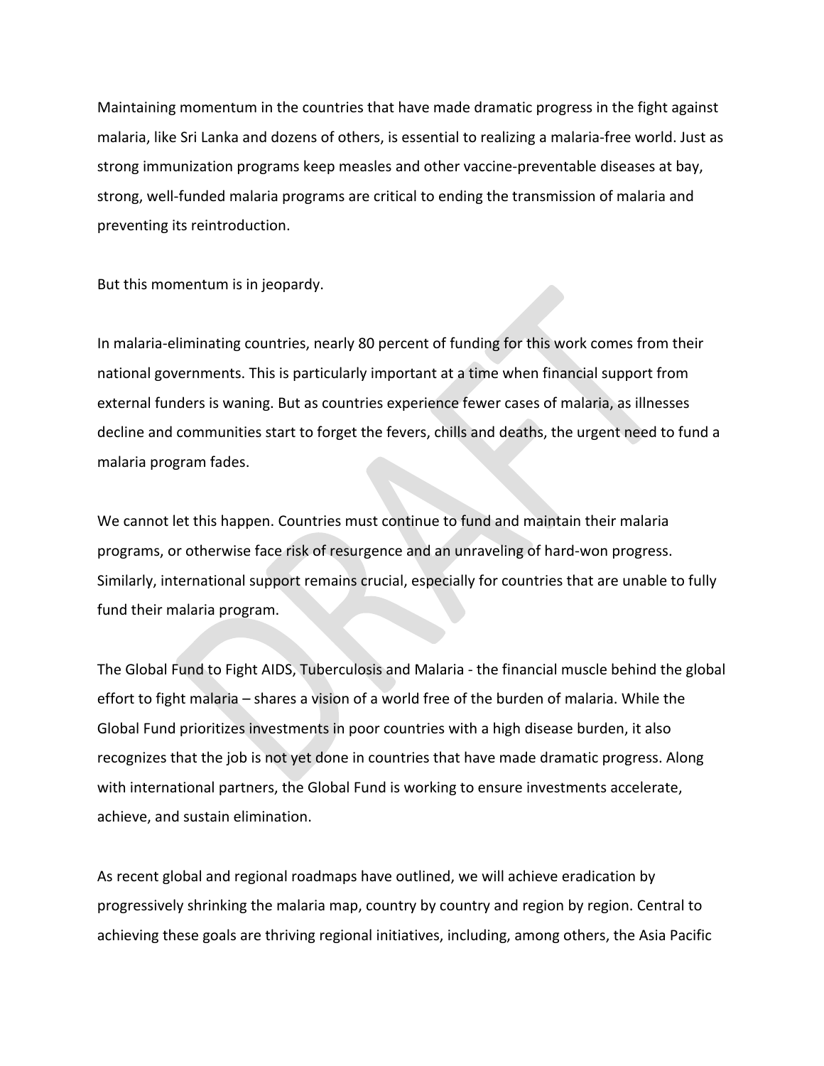Maintaining momentum in the countries that have made dramatic progress in the fight against malaria, like Sri Lanka and dozens of others, is essential to realizing a malaria-free world. Just as strong immunization programs keep measles and other vaccine-preventable diseases at bay, strong, well-funded malaria programs are critical to ending the transmission of malaria and preventing its reintroduction.

But this momentum is in jeopardy.

In malaria-eliminating countries, nearly 80 percent of funding for this work comes from their national governments. This is particularly important at a time when financial support from external funders is waning. But as countries experience fewer cases of malaria, as illnesses decline and communities start to forget the fevers, chills and deaths, the urgent need to fund a malaria program fades.

We cannot let this happen. Countries must continue to fund and maintain their malaria programs, or otherwise face risk of resurgence and an unraveling of hard-won progress. Similarly, international support remains crucial, especially for countries that are unable to fully fund their malaria program.

The Global Fund to Fight AIDS, Tuberculosis and Malaria - the financial muscle behind the global effort to fight malaria – shares a vision of a world free of the burden of malaria. While the Global Fund prioritizes investments in poor countries with a high disease burden, it also recognizes that the job is not yet done in countries that have made dramatic progress. Along with international partners, the Global Fund is working to ensure investments accelerate, achieve, and sustain elimination.

As recent global and regional roadmaps have outlined, we will achieve eradication by progressively shrinking the malaria map, country by country and region by region. Central to achieving these goals are thriving regional initiatives, including, among others, the Asia Pacific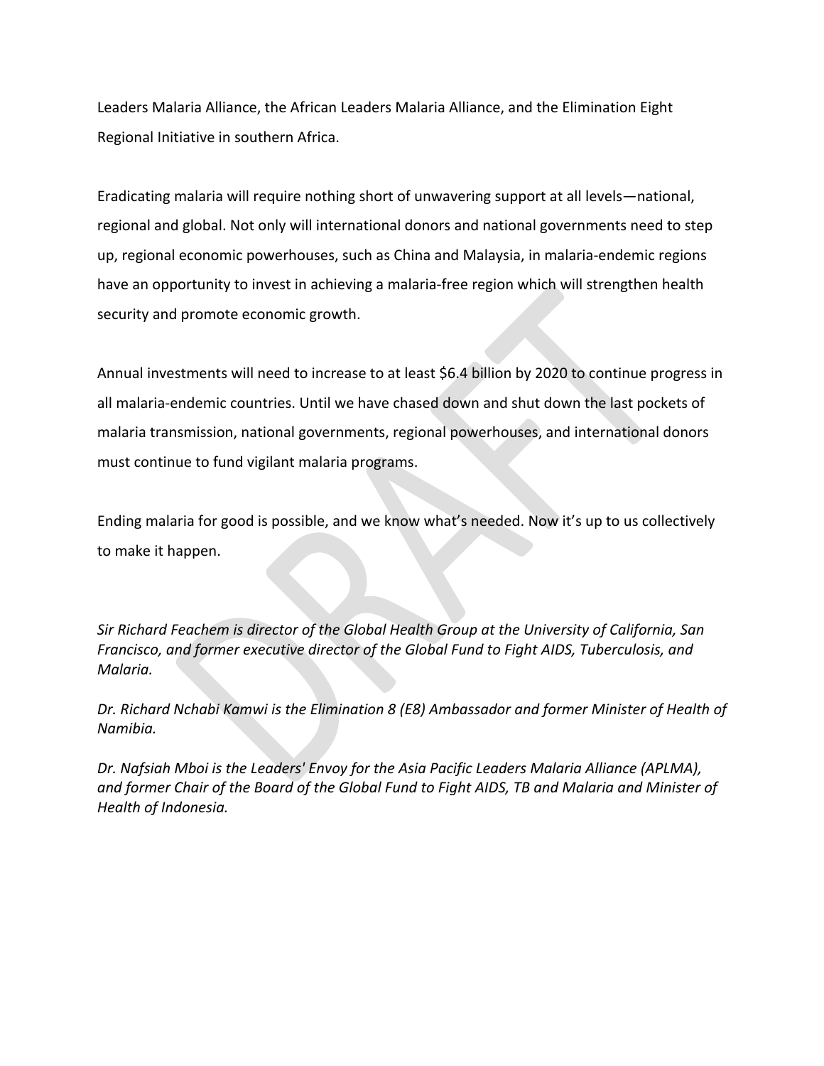Leaders Malaria Alliance, the African Leaders Malaria Alliance, and the Elimination Eight Regional Initiative in southern Africa.

Eradicating malaria will require nothing short of unwavering support at all levels—national, regional and global. Not only will international donors and national governments need to step up, regional economic powerhouses, such as China and Malaysia, in malaria-endemic regions have an opportunity to invest in achieving a malaria-free region which will strengthen health security and promote economic growth.

Annual investments will need to increase to at least $6.4 billion by 2020 to continue progress in all malaria-endemic countries. Until we have chased down and shut down the last pockets of malaria transmission, national governments, regional powerhouses, and international donors must continue to fund vigilant malaria programs.

Ending malaria for good is possible, and we know what's needed. Now it's up to us collectively to make it happen.

*Sir Richard Feachem is director of the Global Health Group at the University of California, San Francisco, and former executive director of the Global Fund to Fight AIDS, Tuberculosis, and Malaria.*

*Dr. Richard Nchabi Kamwi is the Elimination 8 (E8) Ambassador and former Minister of Health of Namibia.*

*Dr. Nafsiah Mboi is the Leaders' Envoy for the Asia Pacific Leaders Malaria Alliance (APLMA), and former Chair of the Board of the Global Fund to Fight AIDS, TB and Malaria and Minister of Health of Indonesia.*